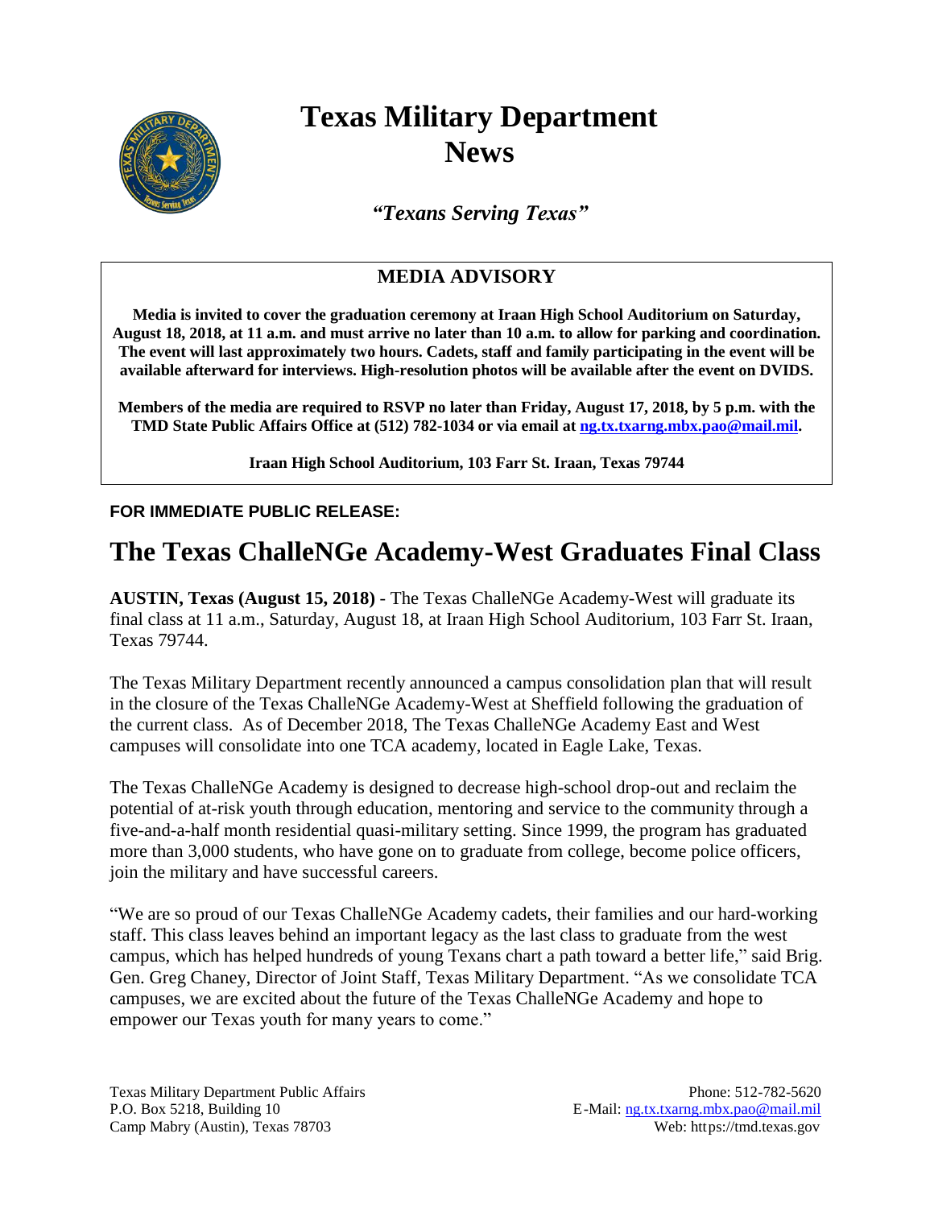# Texas Military Department News

***"Texans Serving Texas"***

## MEDIA ADVISORY

**Media is invited to cover the graduation ceremony at Iraan High School Auditorium on Saturday, August 18, 2018, at 11 a.m. and must arrive no later than 10 a.m. to allow for parking and coordination. The event will last approximately two hours. Cadets, staff and family participating in the event will be available afterward for interviews. High-resolution photos will be available after the event on DVIDS.**

**Members of the media are required to RSVP no later than Friday, August 17, 2018, by 5 p.m. with the TMD State Public Affairs Office at (512) 782-1034 or via email at ng.tx.txarng.mbx.pao@mail.mil.**

**Iraan High School Auditorium, 103 Farr St. Iraan, Texas 79744**

**FOR IMMEDIATE PUBLIC RELEASE:**

# The Texas ChalleNGe Academy-West Graduates Final Class

**AUSTIN, Texas (August 15, 2018)** - The Texas ChalleNGe Academy-West will graduate its final class at 11 a.m., Saturday, August 18, at Iraan High School Auditorium, 103 Farr St. Iraan, Texas 79744.

The Texas Military Department recently announced a campus consolidation plan that will result in the closure of the Texas ChalleNGe Academy-West at Sheffield following the graduation of the current class. As of December 2018, The Texas ChalleNGe Academy East and West campuses will consolidate into one TCA academy, located in Eagle Lake, Texas.

The Texas ChalleNGe Academy is designed to decrease high-school drop-out and reclaim the potential of at-risk youth through education, mentoring and service to the community through a five-and-a-half month residential quasi-military setting. Since 1999, the program has graduated more than 3,000 students, who have gone on to graduate from college, become police officers, join the military and have successful careers.

"We are so proud of our Texas ChalleNGe Academy cadets, their families and our hard-working staff. This class leaves behind an important legacy as the last class to graduate from the west campus, which has helped hundreds of young Texans chart a path toward a better life," said Brig. Gen. Greg Chaney, Director of Joint Staff, Texas Military Department. "As we consolidate TCA campuses, we are excited about the future of the Texas ChalleNGe Academy and hope to empower our Texas youth for many years to come."

Texas Military Department Public Affairs
P.O. Box 5218, Building 10
Camp Mabry (Austin), Texas 78703

Phone: 512-782-5620
E-Mail: ng.tx.txarng.mbx.pao@mail.mil
Web: https://tmd.texas.gov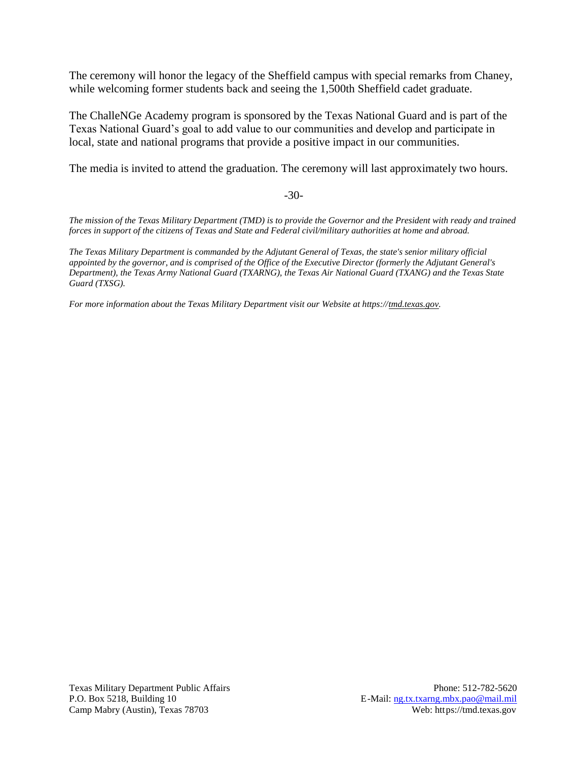The ceremony will honor the legacy of the Sheffield campus with special remarks from Chaney, while welcoming former students back and seeing the 1,500th Sheffield cadet graduate.

The ChalleNGe Academy program is sponsored by the Texas National Guard and is part of the Texas National Guard's goal to add value to our communities and develop and participate in local, state and national programs that provide a positive impact in our communities.

The media is invited to attend the graduation. The ceremony will last approximately two hours.

-30-

*The mission of the Texas Military Department (TMD) is to provide the Governor and the President with ready and trained forces in support of the citizens of Texas and State and Federal civil/military authorities at home and abroad.*

*The Texas Military Department is commanded by the Adjutant General of Texas, the state's senior military official appointed by the governor, and is comprised of the Office of the Executive Director (formerly the Adjutant General's Department), the Texas Army National Guard (TXARNG), the Texas Air National Guard (TXANG) and the Texas State Guard (TXSG).*

*For more information about the Texas Military Department visit our Website at https://tmd.texas.gov.*

Texas Military Department Public Affairs
P.O. Box 5218, Building 10
Camp Mabry (Austin), Texas 78703

Phone: 512-782-5620
E-Mail: ng.tx.txarng.mbx.pao@mail.mil
Web: https://tmd.texas.gov